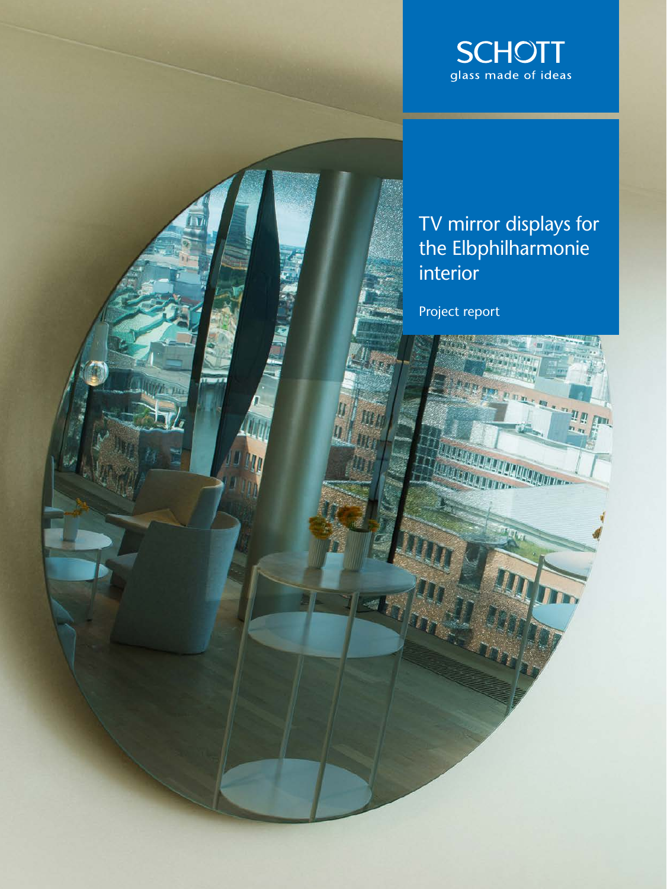SCHOTT
glass made of ideas

# TV mirror displays for the Elbphilharmonie interior

Project report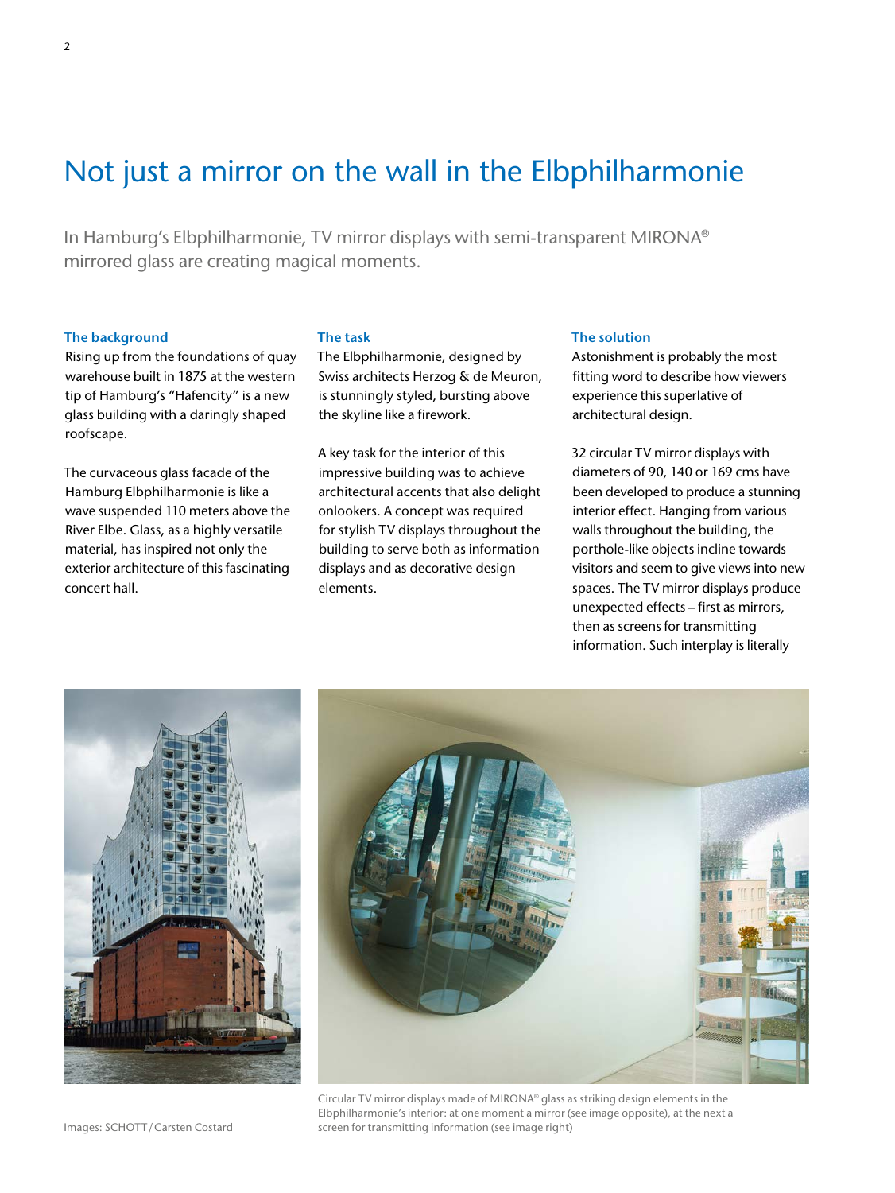# Not just a mirror on the wall in the Elbphilharmonie

In Hamburg's Elbphilharmonie, TV mirror displays with semi-transparent MIRONA® mirrored glass are creating magical moments.

**The background**

Rising up from the foundations of quay warehouse built in 1875 at the western tip of Hamburg's "Hafencity" is a new glass building with a daringly shaped roofscape.

The curvaceous glass facade of the Hamburg Elbphilharmonie is like a wave suspended 110 meters above the River Elbe. Glass, as a highly versatile material, has inspired not only the exterior architecture of this fascinating concert hall.

**The task**

The Elbphilharmonie, designed by Swiss architects Herzog & de Meuron, is stunningly styled, bursting above the skyline like a firework.

A key task for the interior of this impressive building was to achieve architectural accents that also delight onlookers. A concept was required for stylish TV displays throughout the building to serve both as information displays and as decorative design elements.

**The solution**

Astonishment is probably the most fitting word to describe how viewers experience this superlative of architectural design.

32 circular TV mirror displays with diameters of 90, 140 or 169 cms have been developed to produce a stunning interior effect. Hanging from various walls throughout the building, the porthole-like objects incline towards visitors and seem to give views into new spaces. The TV mirror displays produce unexpected effects – first as mirrors, then as screens for transmitting information. Such interplay is literally

Images: SCHOTT / Carsten Costard

Circular TV mirror displays made of MIRONA® glass as striking design elements in the Elbphilharmonie's interior: at one moment a mirror (see image opposite), at the next a screen for transmitting information (see image right)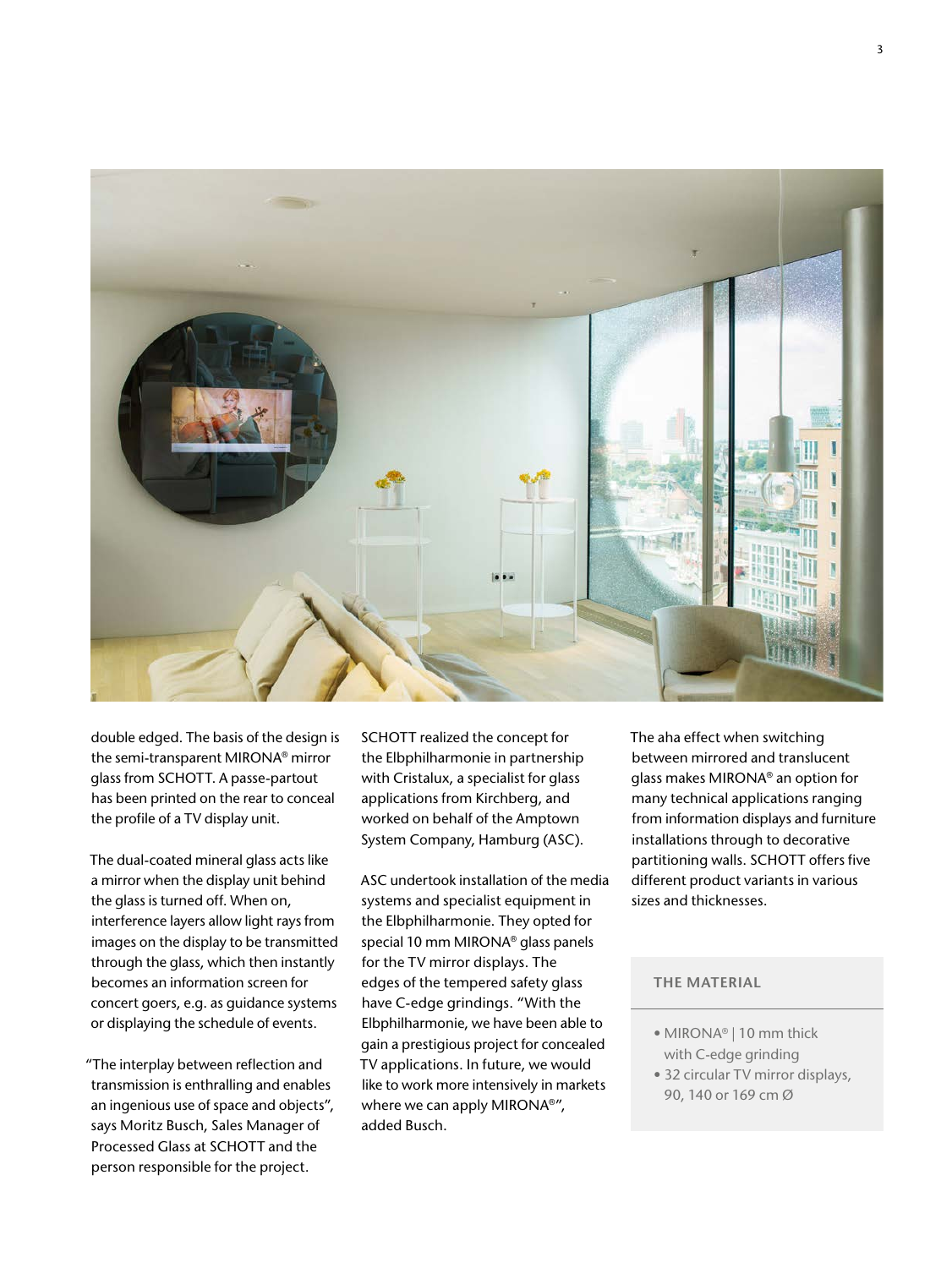double edged. The basis of the design is the semi-transparent MIRONA® mirror glass from SCHOTT. A passe-partout has been printed on the rear to conceal the profile of a TV display unit.

The dual-coated mineral glass acts like a mirror when the display unit behind the glass is turned off. When on, interference layers allow light rays from images on the display to be transmitted through the glass, which then instantly becomes an information screen for concert goers, e.g. as guidance systems or displaying the schedule of events.

"The interplay between reflection and transmission is enthralling and enables an ingenious use of space and objects", says Moritz Busch, Sales Manager of Processed Glass at SCHOTT and the person responsible for the project.

SCHOTT realized the concept for the Elbphilharmonie in partnership with Cristalux, a specialist for glass applications from Kirchberg, and worked on behalf of the Amptown System Company, Hamburg (ASC).

ASC undertook installation of the media systems and specialist equipment in the Elbphilharmonie. They opted for special 10 mm MIRONA® glass panels for the TV mirror displays. The edges of the tempered safety glass have C-edge grindings. "With the Elbphilharmonie, we have been able to gain a prestigious project for concealed TV applications. In future, we would like to work more intensively in markets where we can apply MIRONA®", added Busch.

The aha effect when switching between mirrored and translucent glass makes MIRONA® an option for many technical applications ranging from information displays and furniture installations through to decorative partitioning walls. SCHOTT offers five different product variants in various sizes and thicknesses.

## THE MATERIAL

- MIRONA® | 10 mm thick with C-edge grinding
- 32 circular TV mirror displays, 90, 140 or 169 cm Ø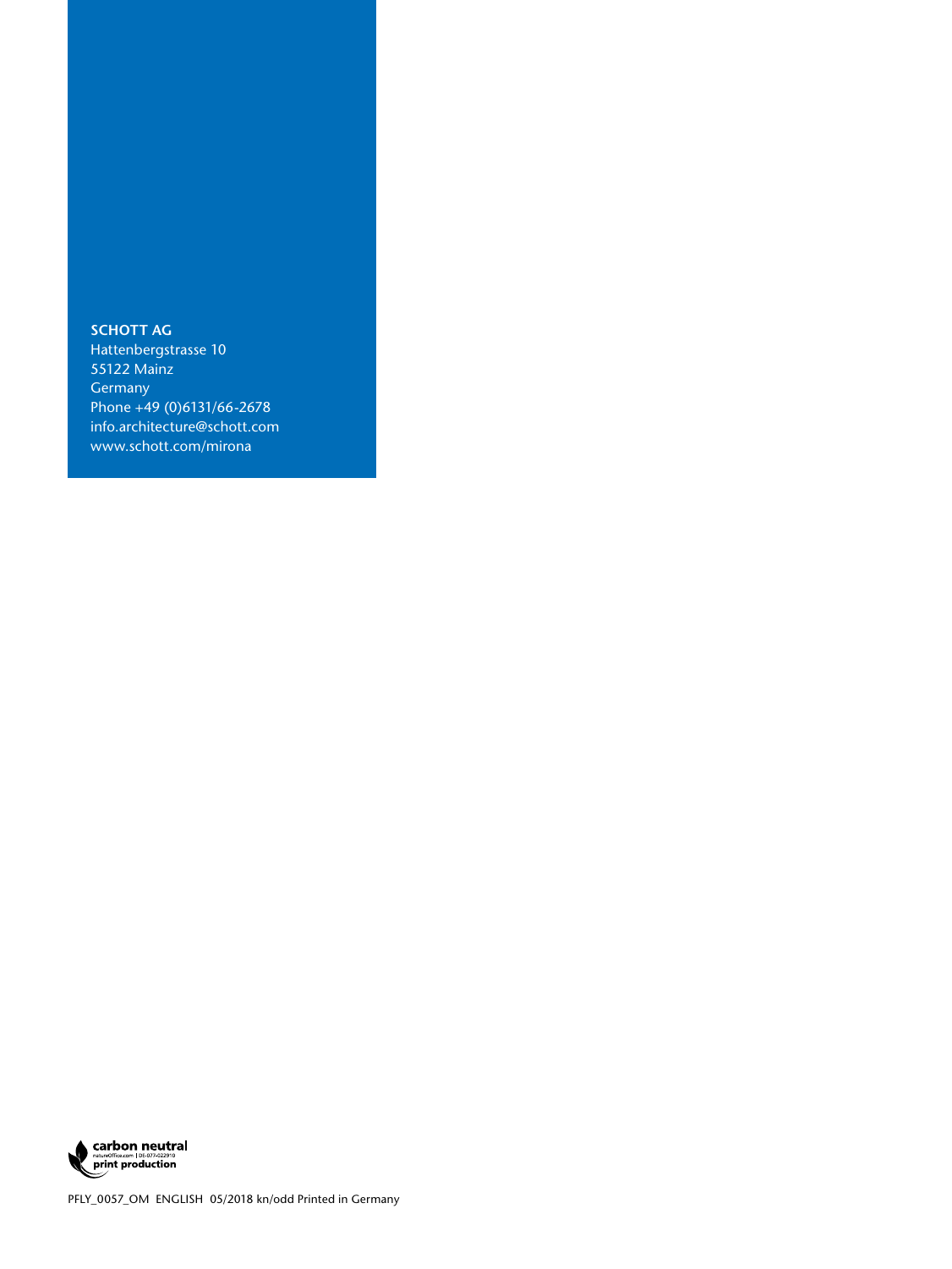**SCHOTT AG**
Hattenbergstrasse 10
55122 Mainz
Germany
Phone +49 (0)6131/66-2678
info.architecture@schott.com
www.schott.com/mirona

carbon neutral
natureOffice.com | DE-077-022910
print production

PFLY_0057_OM ENGLISH 05/2018 kn/odd Printed in Germany